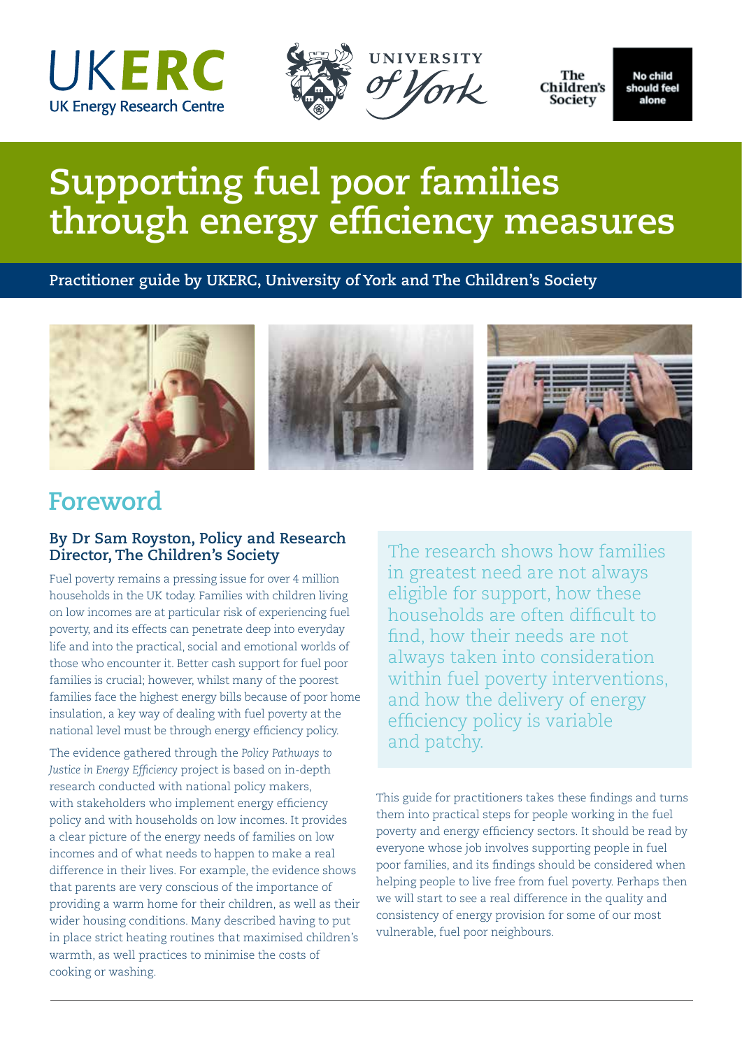# Supporting fuel poor families through energy efficiency measures

**Practitioner guide by UKERC, University of York and The Children's Society**

## Foreword

### By Dr Sam Royston, Policy and Research Director, The Children's Society

Fuel poverty remains a pressing issue for over 4 million households in the UK today. Families with children living on low incomes are at particular risk of experiencing fuel poverty, and its effects can penetrate deep into everyday life and into the practical, social and emotional worlds of those who encounter it. Better cash support for fuel poor families is crucial; however, whilst many of the poorest families face the highest energy bills because of poor home insulation, a key way of dealing with fuel poverty at the national level must be through energy efficiency policy.

The evidence gathered through the *Policy Pathways to Justice in Energy Efficiency* project is based on in-depth research conducted with national policy makers, with stakeholders who implement energy efficiency policy and with households on low incomes. It provides a clear picture of the energy needs of families on low incomes and of what needs to happen to make a real difference in their lives. For example, the evidence shows that parents are very conscious of the importance of providing a warm home for their children, as well as their wider housing conditions. Many described having to put in place strict heating routines that maximised children's warmth, as well practices to minimise the costs of cooking or washing.

> The research shows how families in greatest need are not always eligible for support, how these households are often difficult to find, how their needs are not always taken into consideration within fuel poverty interventions, and how the delivery of energy efficiency policy is variable and patchy.

This guide for practitioners takes these findings and turns them into practical steps for people working in the fuel poverty and energy efficiency sectors. It should be read by everyone whose job involves supporting people in fuel poor families, and its findings should be considered when helping people to live free from fuel poverty. Perhaps then we will start to see a real difference in the quality and consistency of energy provision for some of our most vulnerable, fuel poor neighbours.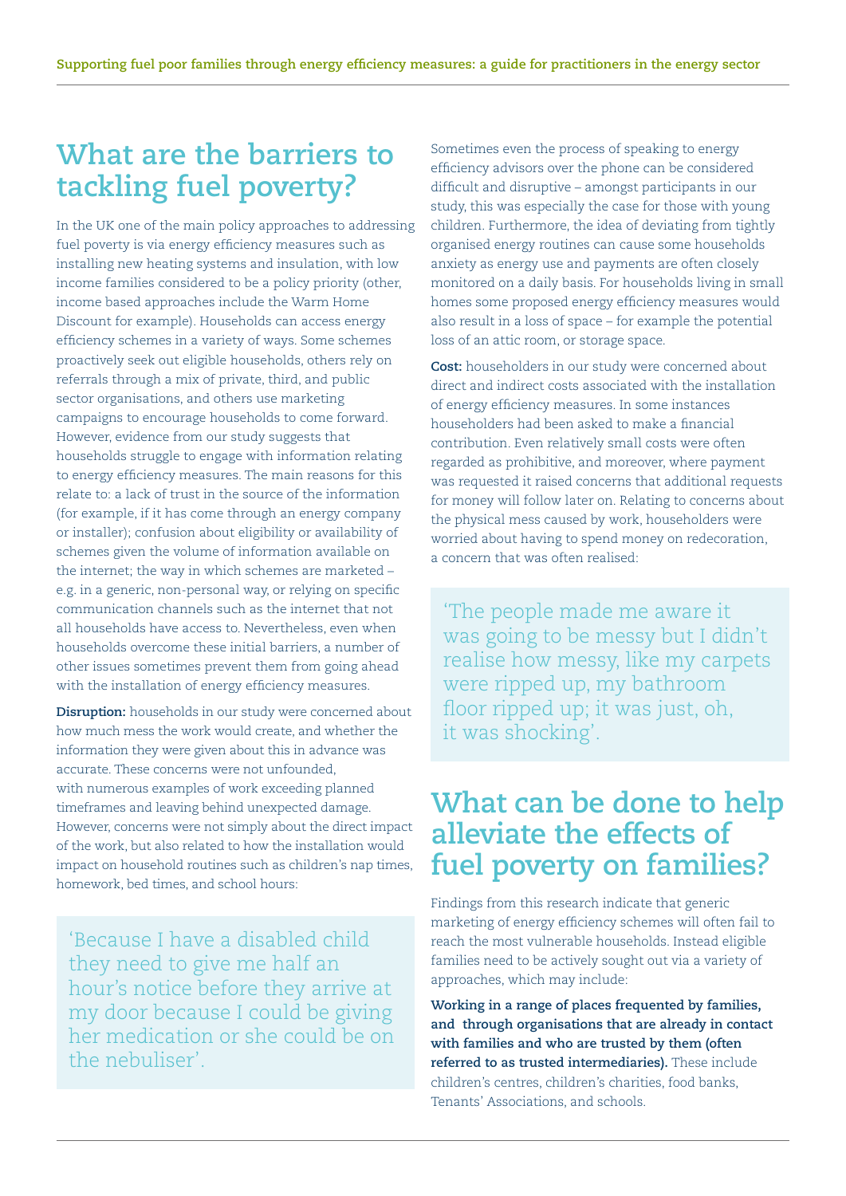## What are the barriers to tackling fuel poverty?

In the UK one of the main policy approaches to addressing fuel poverty is via energy efficiency measures such as installing new heating systems and insulation, with low income families considered to be a policy priority (other, income based approaches include the Warm Home Discount for example). Households can access energy efficiency schemes in a variety of ways. Some schemes proactively seek out eligible households, others rely on referrals through a mix of private, third, and public sector organisations, and others use marketing campaigns to encourage households to come forward. However, evidence from our study suggests that households struggle to engage with information relating to energy efficiency measures. The main reasons for this relate to: a lack of trust in the source of the information (for example, if it has come through an energy company or installer); confusion about eligibility or availability of schemes given the volume of information available on the internet; the way in which schemes are marketed – e.g. in a generic, non-personal way, or relying on specific communication channels such as the internet that not all households have access to. Nevertheless, even when households overcome these initial barriers, a number of other issues sometimes prevent them from going ahead with the installation of energy efficiency measures.

**Disruption:** households in our study were concerned about how much mess the work would create, and whether the information they were given about this in advance was accurate. These concerns were not unfounded, with numerous examples of work exceeding planned timeframes and leaving behind unexpected damage. However, concerns were not simply about the direct impact of the work, but also related to how the installation would impact on household routines such as children's nap times, homework, bed times, and school hours:

> 'Because I have a disabled child they need to give me half an hour's notice before they arrive at my door because I could be giving her medication or she could be on the nebuliser'.

Sometimes even the process of speaking to energy efficiency advisors over the phone can be considered difficult and disruptive – amongst participants in our study, this was especially the case for those with young children. Furthermore, the idea of deviating from tightly organised energy routines can cause some households anxiety as energy use and payments are often closely monitored on a daily basis. For households living in small homes some proposed energy efficiency measures would also result in a loss of space – for example the potential loss of an attic room, or storage space.

**Cost:** householders in our study were concerned about direct and indirect costs associated with the installation of energy efficiency measures. In some instances householders had been asked to make a financial contribution. Even relatively small costs were often regarded as prohibitive, and moreover, where payment was requested it raised concerns that additional requests for money will follow later on. Relating to concerns about the physical mess caused by work, householders were worried about having to spend money on redecoration, a concern that was often realised:

> 'The people made me aware it was going to be messy but I didn't realise how messy, like my carpets were ripped up, my bathroom floor ripped up; it was just, oh, it was shocking'.

## What can be done to help alleviate the effects of fuel poverty on families?

Findings from this research indicate that generic marketing of energy efficiency schemes will often fail to reach the most vulnerable households. Instead eligible families need to be actively sought out via a variety of approaches, which may include:

**Working in a range of places frequented by families, and through organisations that are already in contact with families and who are trusted by them (often referred to as trusted intermediaries).** These include children's centres, children's charities, food banks, Tenants' Associations, and schools.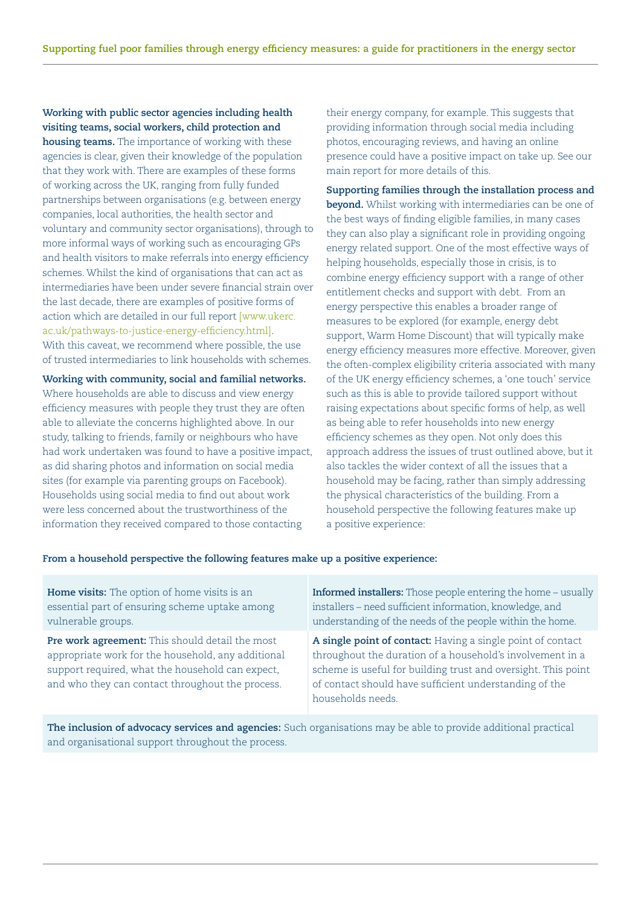**Working with public sector agencies including health visiting teams, social workers, child protection and housing teams.** The importance of working with these agencies is clear, given their knowledge of the population that they work with. There are examples of these forms of working across the UK, ranging from fully funded partnerships between organisations (e.g. between energy companies, local authorities, the health sector and voluntary and community sector organisations), through to more informal ways of working such as encouraging GPs and health visitors to make referrals into energy efficiency schemes. Whilst the kind of organisations that can act as intermediaries have been under severe financial strain over the last decade, there are examples of positive forms of action which are detailed in our full report [www.ukerc.ac.uk/pathways-to-justice-energy-efficiency.html]. With this caveat, we recommend where possible, the use of trusted intermediaries to link households with schemes.

**Working with community, social and familial networks.** Where households are able to discuss and view energy efficiency measures with people they trust they are often able to alleviate the concerns highlighted above. In our study, talking to friends, family or neighbours who have had work undertaken was found to have a positive impact, as did sharing photos and information on social media sites (for example via parenting groups on Facebook). Households using social media to find out about work were less concerned about the trustworthiness of the information they received compared to those contacting their energy company, for example. This suggests that providing information through social media including photos, encouraging reviews, and having an online presence could have a positive impact on take up. See our main report for more details of this.

**Supporting families through the installation process and beyond.** Whilst working with intermediaries can be one of the best ways of finding eligible families, in many cases they can also play a significant role in providing ongoing energy related support. One of the most effective ways of helping households, especially those in crisis, is to combine energy efficiency support with a range of other entitlement checks and support with debt. From an energy perspective this enables a broader range of measures to be explored (for example, energy debt support, Warm Home Discount) that will typically make energy efficiency measures more effective. Moreover, given the often-complex eligibility criteria associated with many of the UK energy efficiency schemes, a 'one touch' service such as this is able to provide tailored support without raising expectations about specific forms of help, as well as being able to refer households into new energy efficiency schemes as they open. Not only does this approach address the issues of trust outlined above, but it also tackles the wider context of all the issues that a household may be facing, rather than simply addressing the physical characteristics of the building. From a household perspective the following features make up a positive experience:

**From a household perspective the following features make up a positive experience:**

| | |
|---|---|
| **Home visits:** The option of home visits is an essential part of ensuring scheme uptake among vulnerable groups. | **Informed installers:** Those people entering the home – usually installers – need sufficient information, knowledge, and understanding of the needs of the people within the home. |
| **Pre work agreement:** This should detail the most appropriate work for the household, any additional support required, what the household can expect, and who they can contact throughout the process. | **A single point of contact:** Having a single point of contact throughout the duration of a household's involvement in a scheme is useful for building trust and oversight. This point of contact should have sufficient understanding of the households needs. |
| **The inclusion of advocacy services and agencies:** Such organisations may be able to provide additional practical and organisational support throughout the process. | |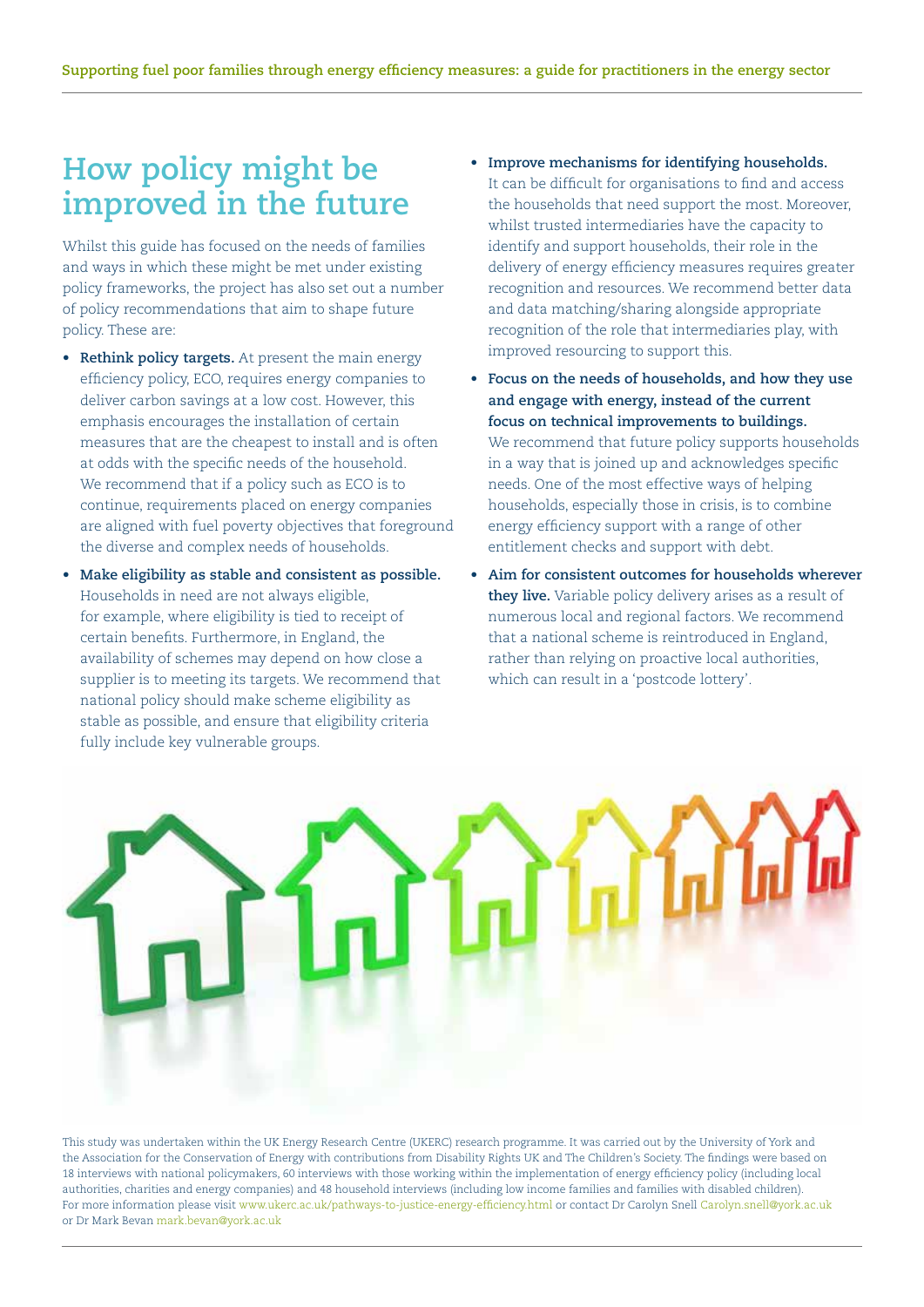# How policy might be improved in the future

Whilst this guide has focused on the needs of families and ways in which these might be met under existing policy frameworks, the project has also set out a number of policy recommendations that aim to shape future policy. These are:

- **Rethink policy targets.** At present the main energy efficiency policy, ECO, requires energy companies to deliver carbon savings at a low cost. However, this emphasis encourages the installation of certain measures that are the cheapest to install and is often at odds with the specific needs of the household. We recommend that if a policy such as ECO is to continue, requirements placed on energy companies are aligned with fuel poverty objectives that foreground the diverse and complex needs of households.
- **Make eligibility as stable and consistent as possible.** Households in need are not always eligible, for example, where eligibility is tied to receipt of certain benefits. Furthermore, in England, the availability of schemes may depend on how close a supplier is to meeting its targets. We recommend that national policy should make scheme eligibility as stable as possible, and ensure that eligibility criteria fully include key vulnerable groups.
- **Improve mechanisms for identifying households.** It can be difficult for organisations to find and access the households that need support the most. Moreover, whilst trusted intermediaries have the capacity to identify and support households, their role in the delivery of energy efficiency measures requires greater recognition and resources. We recommend better data and data matching/sharing alongside appropriate recognition of the role that intermediaries play, with improved resourcing to support this.
- **Focus on the needs of households, and how they use and engage with energy, instead of the current focus on technical improvements to buildings.** We recommend that future policy supports households in a way that is joined up and acknowledges specific needs. One of the most effective ways of helping households, especially those in crisis, is to combine energy efficiency support with a range of other entitlement checks and support with debt.
- **Aim for consistent outcomes for households wherever they live.** Variable policy delivery arises as a result of numerous local and regional factors. We recommend that a national scheme is reintroduced in England, rather than relying on proactive local authorities, which can result in a 'postcode lottery'.

This study was undertaken within the UK Energy Research Centre (UKERC) research programme. It was carried out by the University of York and the Association for the Conservation of Energy with contributions from Disability Rights UK and The Children's Society. The findings were based on 18 interviews with national policymakers, 60 interviews with those working within the implementation of energy efficiency policy (including local authorities, charities and energy companies) and 48 household interviews (including low income families and families with disabled children). For more information please visit www.ukerc.ac.uk/pathways-to-justice-energy-efficiency.html or contact Dr Carolyn Snell Carolyn.snell@york.ac.uk or Dr Mark Bevan mark.bevan@york.ac.uk